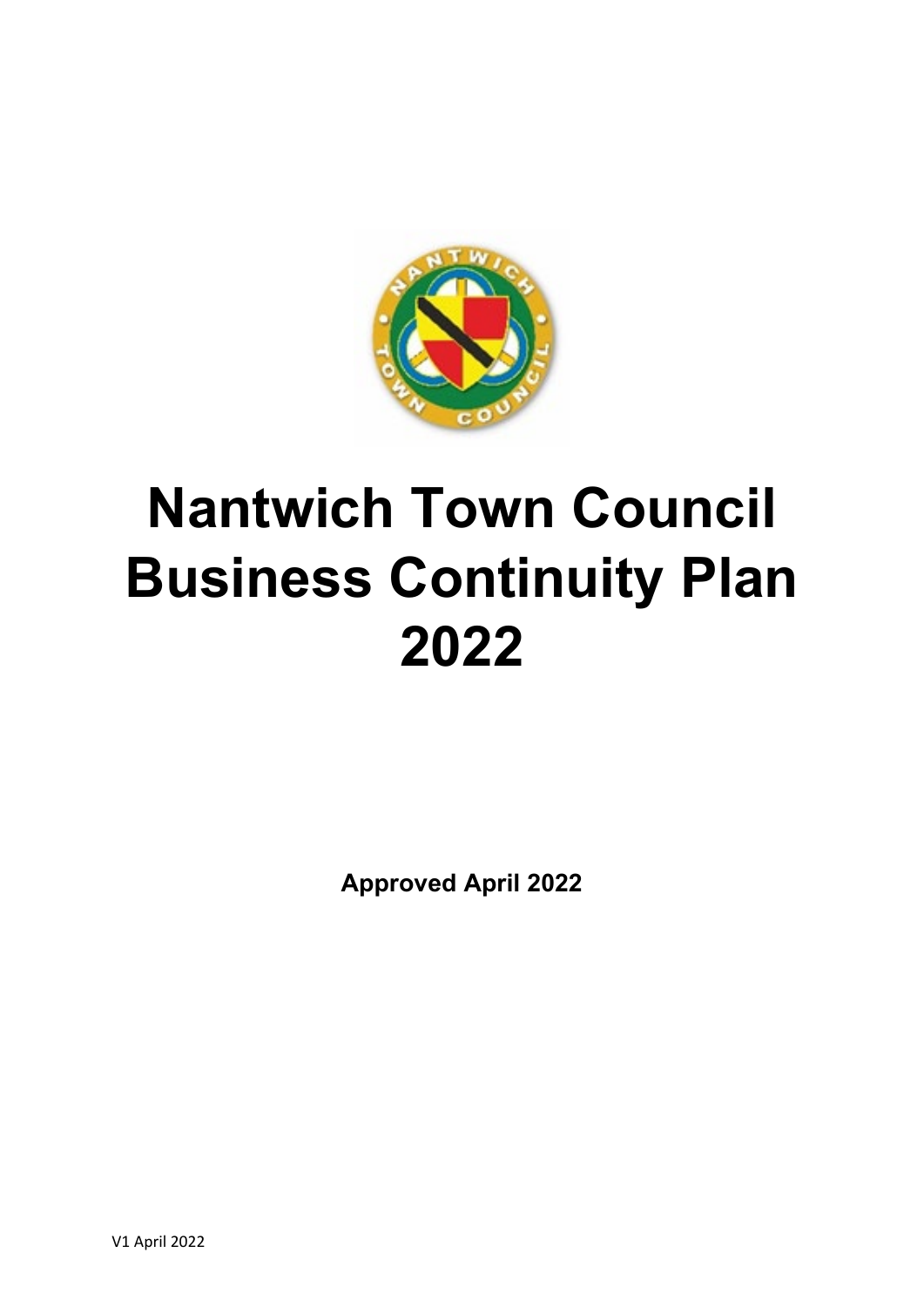# Nantwich Town Council Business Continuity Plan 2022

**Approved April 2022**

V1 April 2022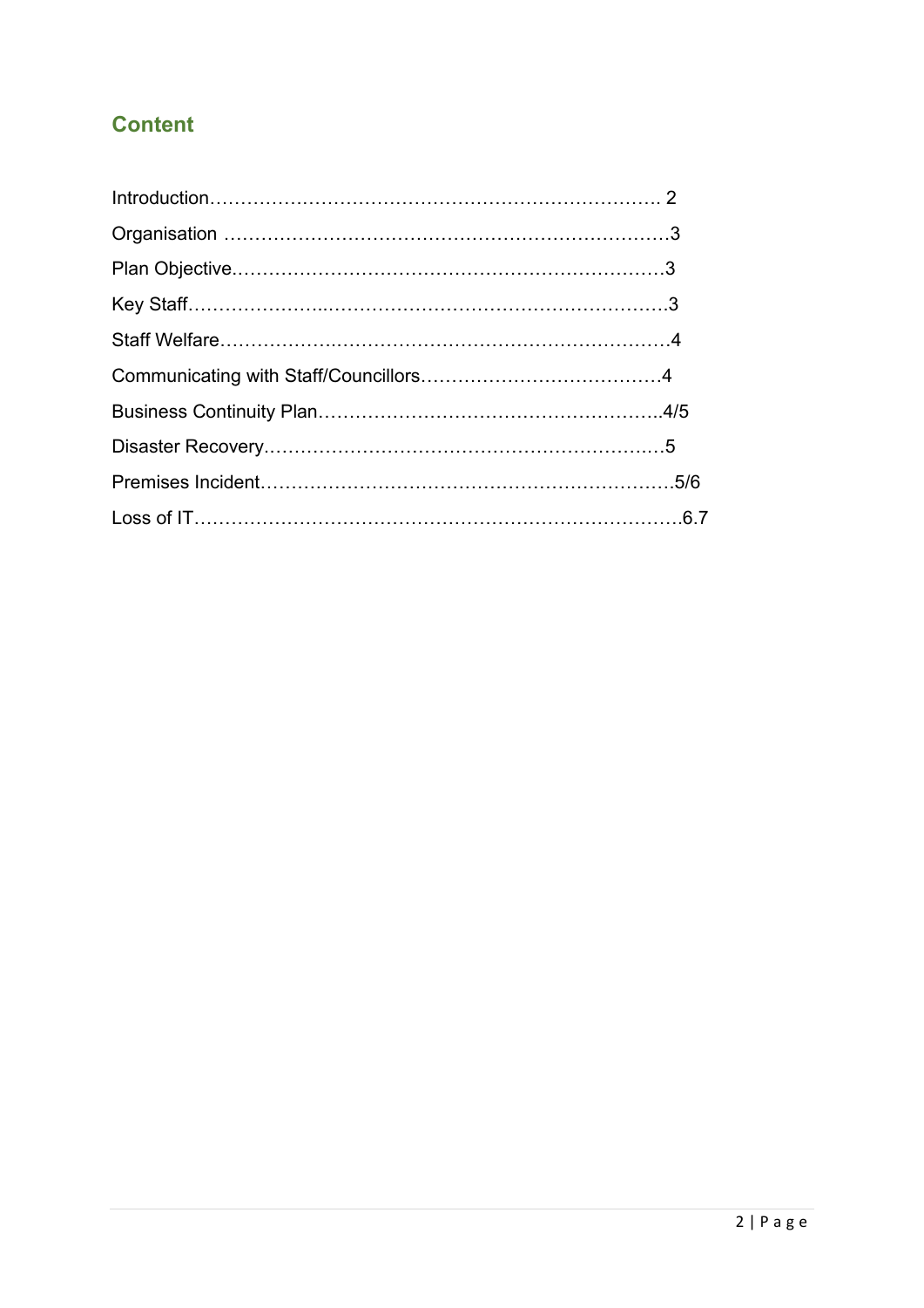## Content

Introduction………………………………………………………………. 2

Organisation ………………………………………………………………3

Plan Objective………………………………………………………………3

Key Staff……………………………………………………………………3

Staff Welfare…………………………………………………………………4

Communicating with Staff/Councillors…………………………………4

Business Continuity Plan……………………………………………….4/5

Disaster Recovery………………………………………………………….5

Premises Incident……………………………………………………….5/6

Loss of IT……………………………………………………………………6.7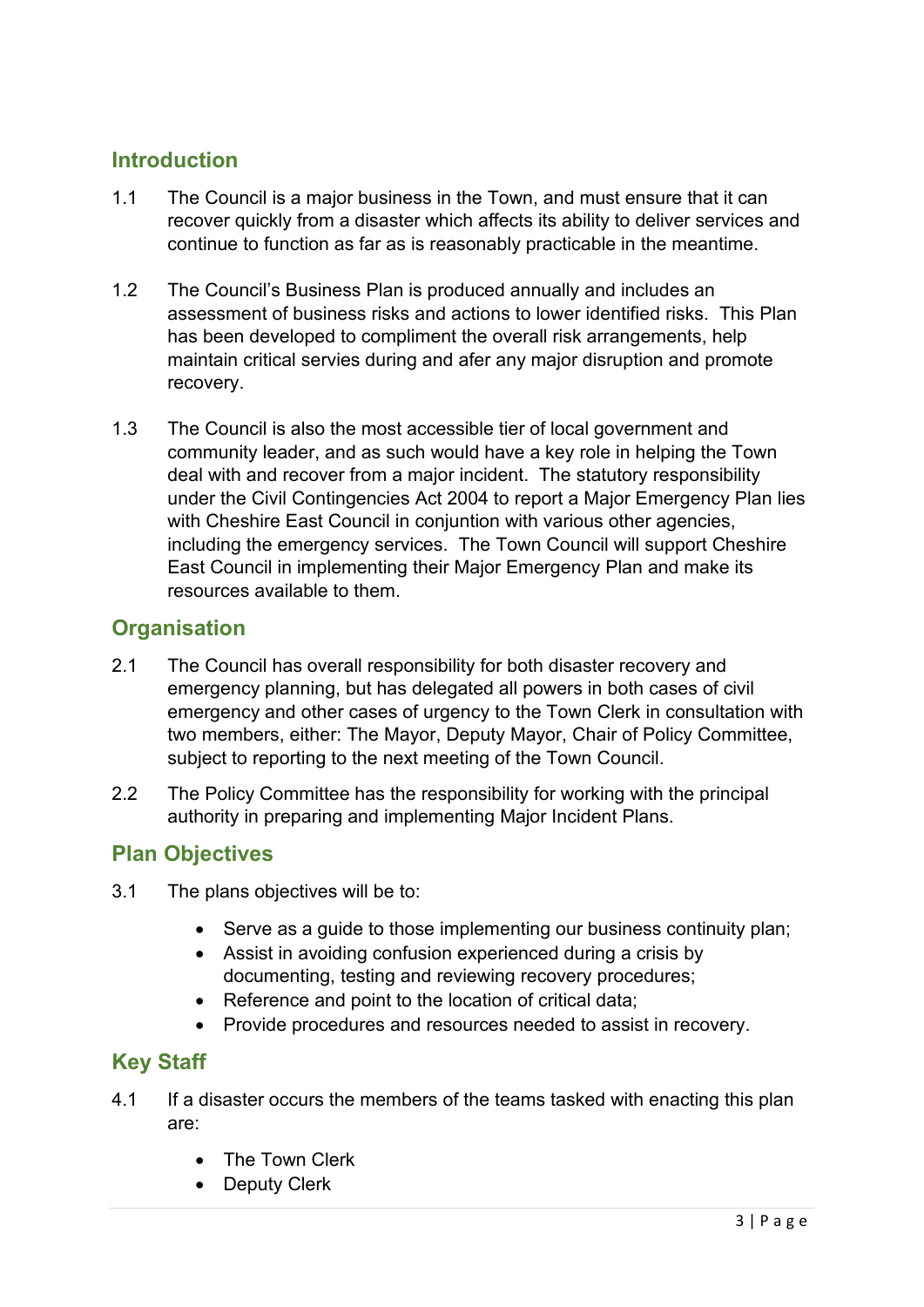## Introduction

1.1 The Council is a major business in the Town, and must ensure that it can recover quickly from a disaster which affects its ability to deliver services and continue to function as far as is reasonably practicable in the meantime.

1.2 The Council's Business Plan is produced annually and includes an assessment of business risks and actions to lower identified risks. This Plan has been developed to compliment the overall risk arrangements, help maintain critical servies during and afer any major disruption and promote recovery.

1.3 The Council is also the most accessible tier of local government and community leader, and as such would have a key role in helping the Town deal with and recover from a major incident. The statutory responsibility under the Civil Contingencies Act 2004 to report a Major Emergency Plan lies with Cheshire East Council in conjuntion with various other agencies, including the emergency services. The Town Council will support Cheshire East Council in implementing their Major Emergency Plan and make its resources available to them.

## Organisation

2.1 The Council has overall responsibility for both disaster recovery and emergency planning, but has delegated all powers in both cases of civil emergency and other cases of urgency to the Town Clerk in consultation with two members, either: The Mayor, Deputy Mayor, Chair of Policy Committee, subject to reporting to the next meeting of the Town Council.

2.2 The Policy Committee has the responsibility for working with the principal authority in preparing and implementing Major Incident Plans.

## Plan Objectives

3.1 The plans objectives will be to:

- Serve as a guide to those implementing our business continuity plan;
- Assist in avoiding confusion experienced during a crisis by documenting, testing and reviewing recovery procedures;
- Reference and point to the location of critical data;
- Provide procedures and resources needed to assist in recovery.

## Key Staff

4.1 If a disaster occurs the members of the teams tasked with enacting this plan are:

- The Town Clerk
- Deputy Clerk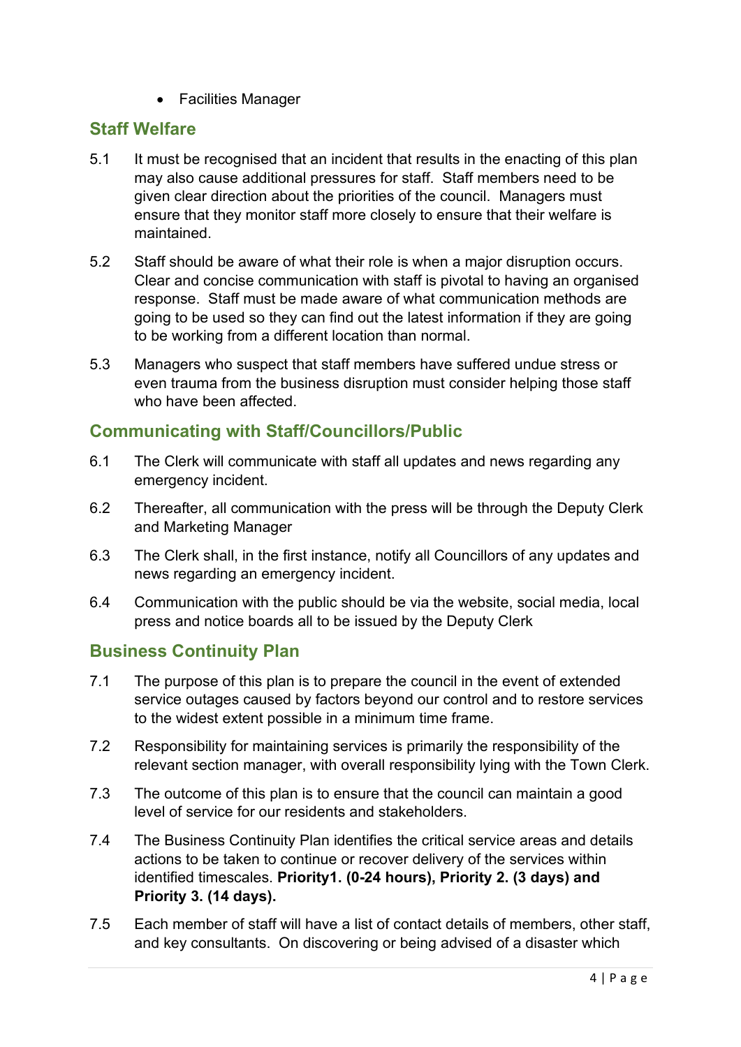- Facilities Manager

## Staff Welfare

5.1 It must be recognised that an incident that results in the enacting of this plan may also cause additional pressures for staff. Staff members need to be given clear direction about the priorities of the council. Managers must ensure that they monitor staff more closely to ensure that their welfare is maintained.

5.2 Staff should be aware of what their role is when a major disruption occurs. Clear and concise communication with staff is pivotal to having an organised response. Staff must be made aware of what communication methods are going to be used so they can find out the latest information if they are going to be working from a different location than normal.

5.3 Managers who suspect that staff members have suffered undue stress or even trauma from the business disruption must consider helping those staff who have been affected.

## Communicating with Staff/Councillors/Public

6.1 The Clerk will communicate with staff all updates and news regarding any emergency incident.

6.2 Thereafter, all communication with the press will be through the Deputy Clerk and Marketing Manager

6.3 The Clerk shall, in the first instance, notify all Councillors of any updates and news regarding an emergency incident.

6.4 Communication with the public should be via the website, social media, local press and notice boards all to be issued by the Deputy Clerk

## Business Continuity Plan

7.1 The purpose of this plan is to prepare the council in the event of extended service outages caused by factors beyond our control and to restore services to the widest extent possible in a minimum time frame.

7.2 Responsibility for maintaining services is primarily the responsibility of the relevant section manager, with overall responsibility lying with the Town Clerk.

7.3 The outcome of this plan is to ensure that the council can maintain a good level of service for our residents and stakeholders.

7.4 The Business Continuity Plan identifies the critical service areas and details actions to be taken to continue or recover delivery of the services within identified timescales. **Priority1. (0-24 hours), Priority 2. (3 days) and Priority 3. (14 days).**

7.5 Each member of staff will have a list of contact details of members, other staff, and key consultants. On discovering or being advised of a disaster which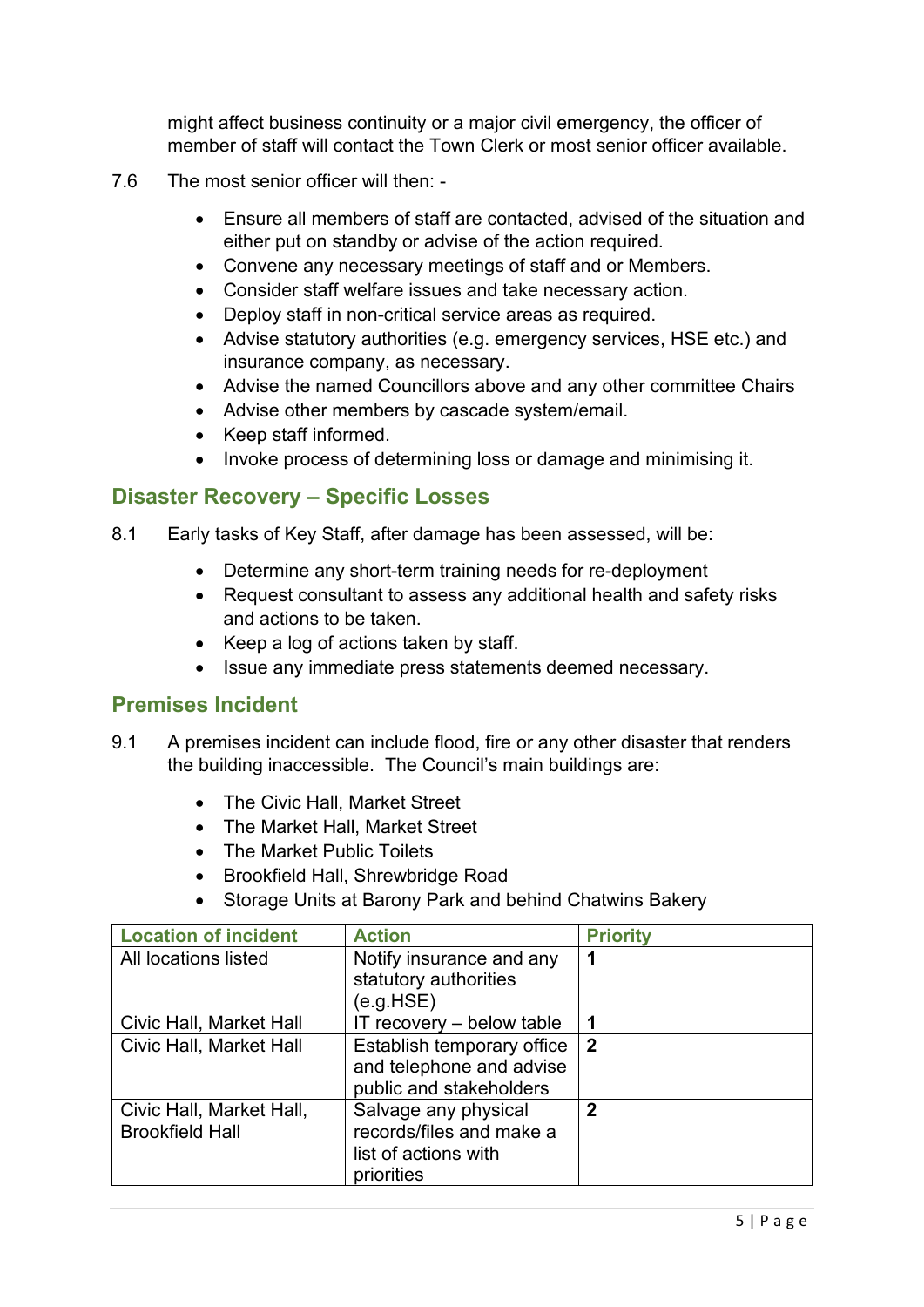might affect business continuity or a major civil emergency, the officer of member of staff will contact the Town Clerk or most senior officer available.

7.6 The most senior officer will then: -

- Ensure all members of staff are contacted, advised of the situation and either put on standby or advise of the action required.
- Convene any necessary meetings of staff and or Members.
- Consider staff welfare issues and take necessary action.
- Deploy staff in non-critical service areas as required.
- Advise statutory authorities (e.g. emergency services, HSE etc.) and insurance company, as necessary.
- Advise the named Councillors above and any other committee Chairs
- Advise other members by cascade system/email.
- Keep staff informed.
- Invoke process of determining loss or damage and minimising it.

## Disaster Recovery – Specific Losses

8.1 Early tasks of Key Staff, after damage has been assessed, will be:

- Determine any short-term training needs for re-deployment
- Request consultant to assess any additional health and safety risks and actions to be taken.
- Keep a log of actions taken by staff.
- Issue any immediate press statements deemed necessary.

## Premises Incident

9.1 A premises incident can include flood, fire or any other disaster that renders the building inaccessible. The Council's main buildings are:

- The Civic Hall, Market Street
- The Market Hall, Market Street
- The Market Public Toilets
- Brookfield Hall, Shrewbridge Road
- Storage Units at Barony Park and behind Chatwins Bakery

| Location of incident | Action | Priority |
|---|---|---|
| All locations listed | Notify insurance and any statutory authorities (e.g.HSE) | **1** |
| Civic Hall, Market Hall | IT recovery – below table | **1** |
| Civic Hall, Market Hall | Establish temporary office and telephone and advise public and stakeholders | **2** |
| Civic Hall, Market Hall, Brookfield Hall | Salvage any physical records/files and make a list of actions with priorities | **2** |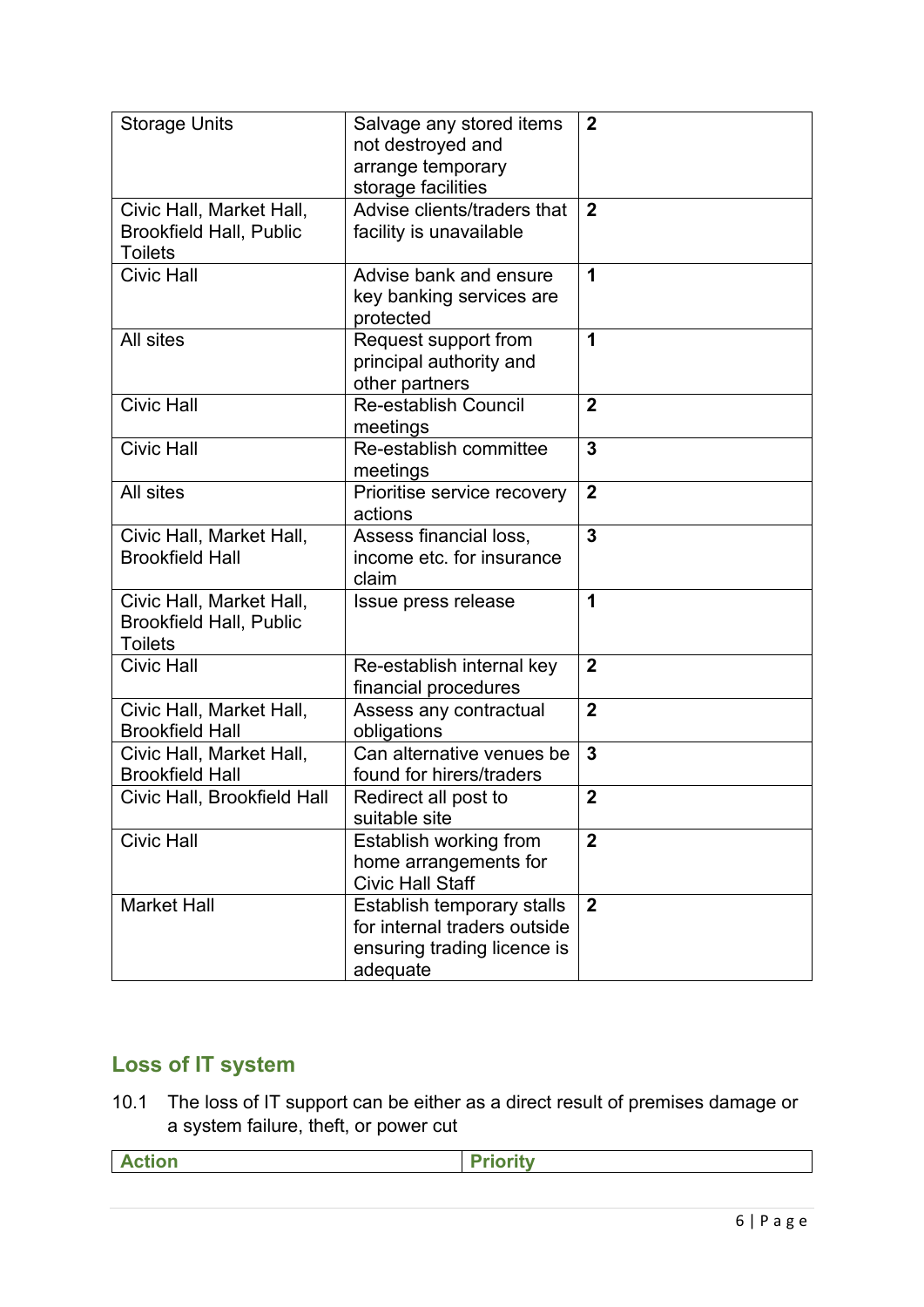| Storage Units | Salvage any stored items not destroyed and arrange temporary storage facilities | **2** |
|---|---|---|
| Civic Hall, Market Hall, Brookfield Hall, Public Toilets | Advise clients/traders that facility is unavailable | **2** |
| Civic Hall | Advise bank and ensure key banking services are protected | **1** |
| All sites | Request support from principal authority and other partners | **1** |
| Civic Hall | Re-establish Council meetings | **2** |
| Civic Hall | Re-establish committee meetings | **3** |
| All sites | Prioritise service recovery actions | **2** |
| Civic Hall, Market Hall, Brookfield Hall | Assess financial loss, income etc. for insurance claim | **3** |
| Civic Hall, Market Hall, Brookfield Hall, Public Toilets | Issue press release | **1** |
| Civic Hall | Re-establish internal key financial procedures | **2** |
| Civic Hall, Market Hall, Brookfield Hall | Assess any contractual obligations | **2** |
| Civic Hall, Market Hall, Brookfield Hall | Can alternative venues be found for hirers/traders | **3** |
| Civic Hall, Brookfield Hall | Redirect all post to suitable site | **2** |
| Civic Hall | Establish working from home arrangements for Civic Hall Staff | **2** |
| Market Hall | Establish temporary stalls for internal traders outside ensuring trading licence is adequate | **2** |

## Loss of IT system

10.1 The loss of IT support can be either as a direct result of premises damage or a system failure, theft, or power cut

| Action | Priority |
|---|---|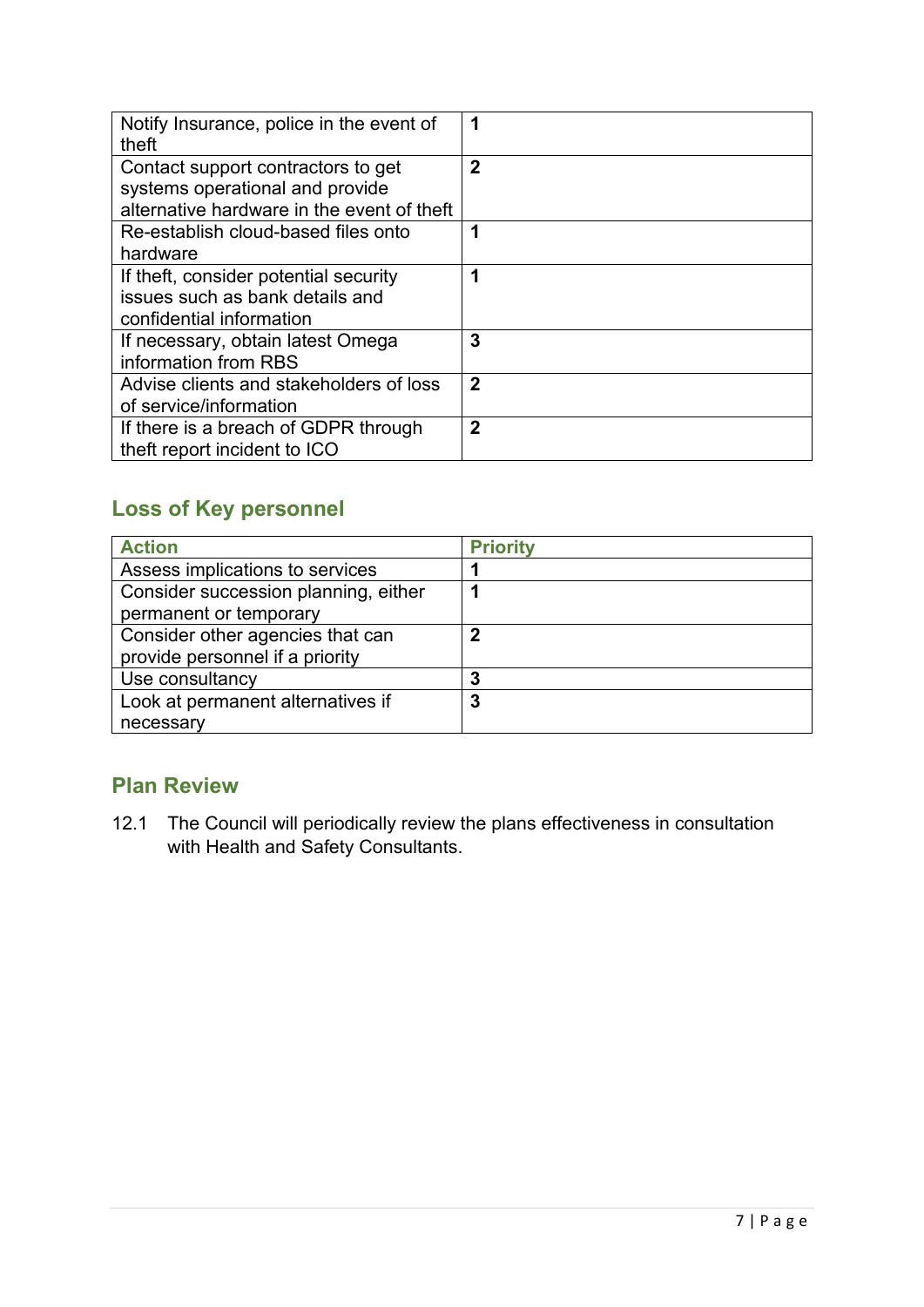| | |
|---|---|
| Notify Insurance, police in the event of theft | **1** |
| Contact support contractors to get systems operational and provide alternative hardware in the event of theft | **2** |
| Re-establish cloud-based files onto hardware | **1** |
| If theft, consider potential security issues such as bank details and confidential information | **1** |
| If necessary, obtain latest Omega information from RBS | **3** |
| Advise clients and stakeholders of loss of service/information | **2** |
| If there is a breach of GDPR through theft report incident to ICO | **2** |

## Loss of Key personnel

| Action | Priority |
|---|---|
| Assess implications to services | **1** |
| Consider succession planning, either permanent or temporary | **1** |
| Consider other agencies that can provide personnel if a priority | **2** |
| Use consultancy | **3** |
| Look at permanent alternatives if necessary | **3** |

## Plan Review

12.1 The Council will periodically review the plans effectiveness in consultation with Health and Safety Consultants.